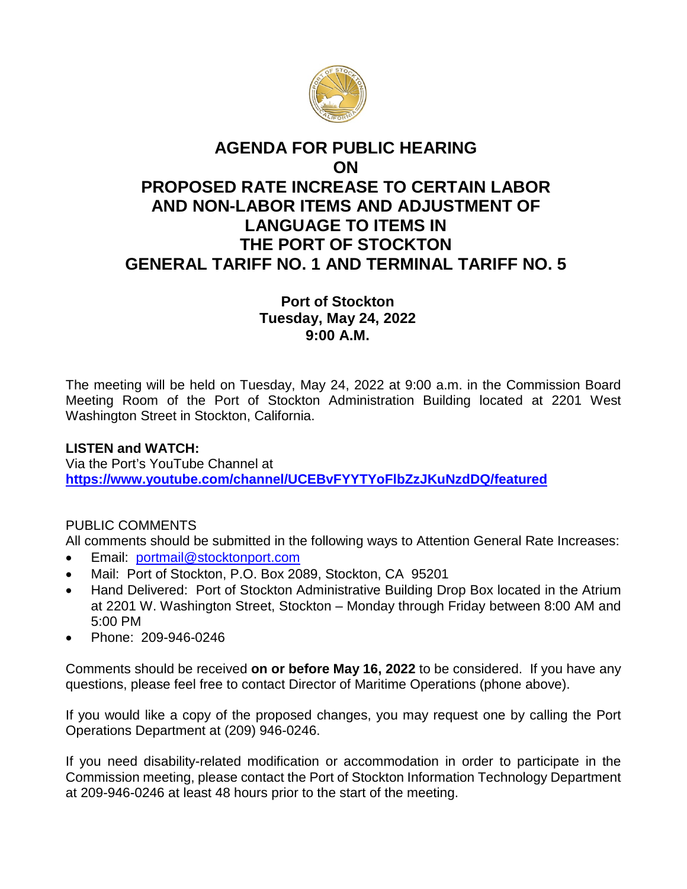# AGENDA FOR PUBLIC HEARING ON PROPOSED RATE INCREASE TO CERTAIN LABOR AND NON-LABOR ITEMS AND ADJUSTMENT OF LANGUAGE TO ITEMS IN THE PORT OF STOCKTON GENERAL TARIFF NO. 1 AND TERMINAL TARIFF NO. 5

**Port of Stockton**
**Tuesday, May 24, 2022**
**9:00 A.M.**

The meeting will be held on Tuesday, May 24, 2022 at 9:00 a.m. in the Commission Board Meeting Room of the Port of Stockton Administration Building located at 2201 West Washington Street in Stockton, California.

**LISTEN and WATCH:**
Via the Port's YouTube Channel at
**https://www.youtube.com/channel/UCEBvFYYTYoFlbZzJKuNzdDQ/featured**

PUBLIC COMMENTS
All comments should be submitted in the following ways to Attention General Rate Increases:

- Email: portmail@stocktonport.com
- Mail: Port of Stockton, P.O. Box 2089, Stockton, CA 95201
- Hand Delivered: Port of Stockton Administrative Building Drop Box located in the Atrium at 2201 W. Washington Street, Stockton – Monday through Friday between 8:00 AM and 5:00 PM
- Phone: 209-946-0246

Comments should be received **on or before May 16, 2022** to be considered. If you have any questions, please feel free to contact Director of Maritime Operations (phone above).

If you would like a copy of the proposed changes, you may request one by calling the Port Operations Department at (209) 946-0246.

If you need disability-related modification or accommodation in order to participate in the Commission meeting, please contact the Port of Stockton Information Technology Department at 209-946-0246 at least 48 hours prior to the start of the meeting.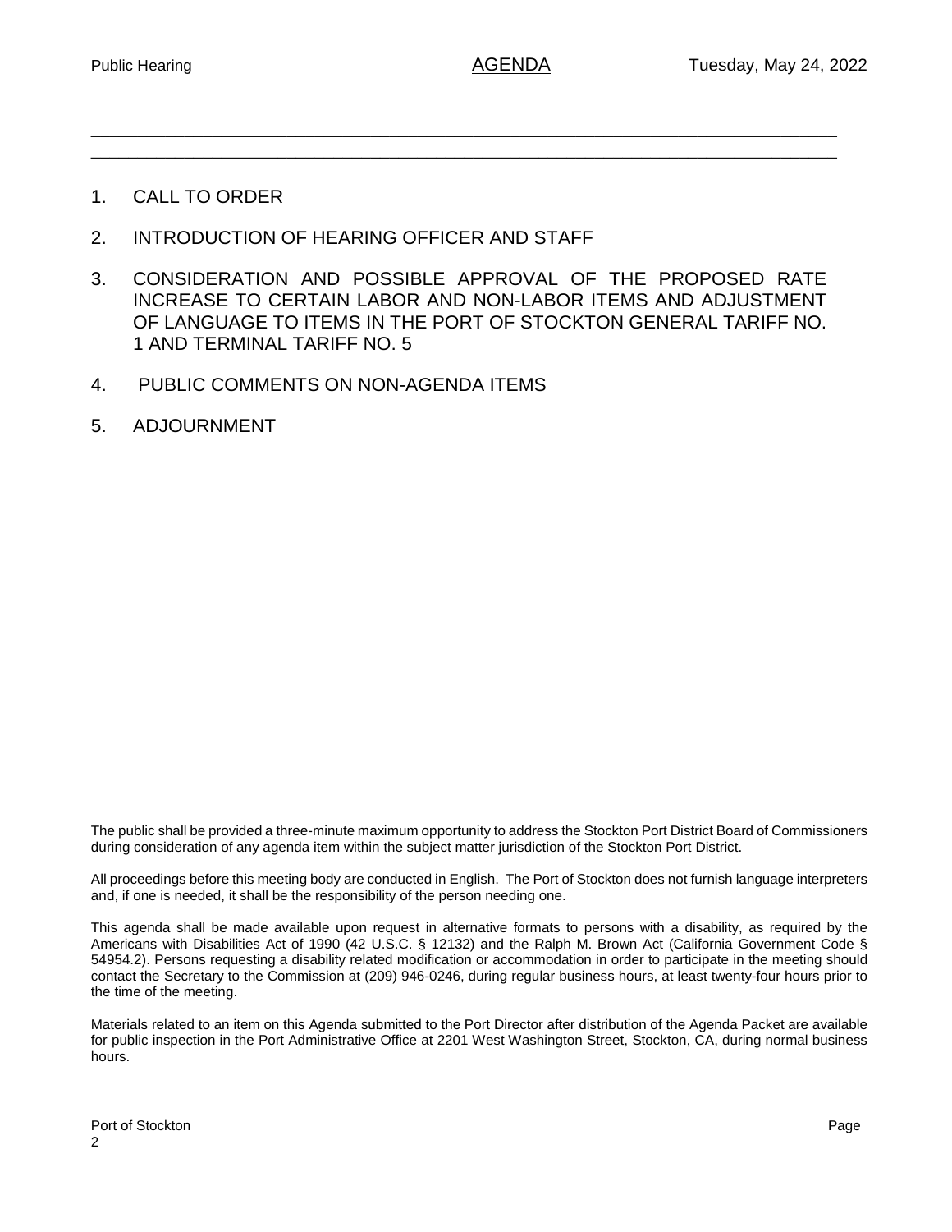Public Hearing | AGENDA | Tuesday, May 24, 2022

1. CALL TO ORDER

2. INTRODUCTION OF HEARING OFFICER AND STAFF

3. CONSIDERATION AND POSSIBLE APPROVAL OF THE PROPOSED RATE INCREASE TO CERTAIN LABOR AND NON-LABOR ITEMS AND ADJUSTMENT OF LANGUAGE TO ITEMS IN THE PORT OF STOCKTON GENERAL TARIFF NO. 1 AND TERMINAL TARIFF NO. 5

4. PUBLIC COMMENTS ON NON-AGENDA ITEMS

5. ADJOURNMENT

The public shall be provided a three-minute maximum opportunity to address the Stockton Port District Board of Commissioners during consideration of any agenda item within the subject matter jurisdiction of the Stockton Port District.

All proceedings before this meeting body are conducted in English. The Port of Stockton does not furnish language interpreters and, if one is needed, it shall be the responsibility of the person needing one.

This agenda shall be made available upon request in alternative formats to persons with a disability, as required by the Americans with Disabilities Act of 1990 (42 U.S.C. § 12132) and the Ralph M. Brown Act (California Government Code § 54954.2). Persons requesting a disability related modification or accommodation in order to participate in the meeting should contact the Secretary to the Commission at (209) 946-0246, during regular business hours, at least twenty-four hours prior to the time of the meeting.

Materials related to an item on this Agenda submitted to the Port Director after distribution of the Agenda Packet are available for public inspection in the Port Administrative Office at 2201 West Washington Street, Stockton, CA, during normal business hours.